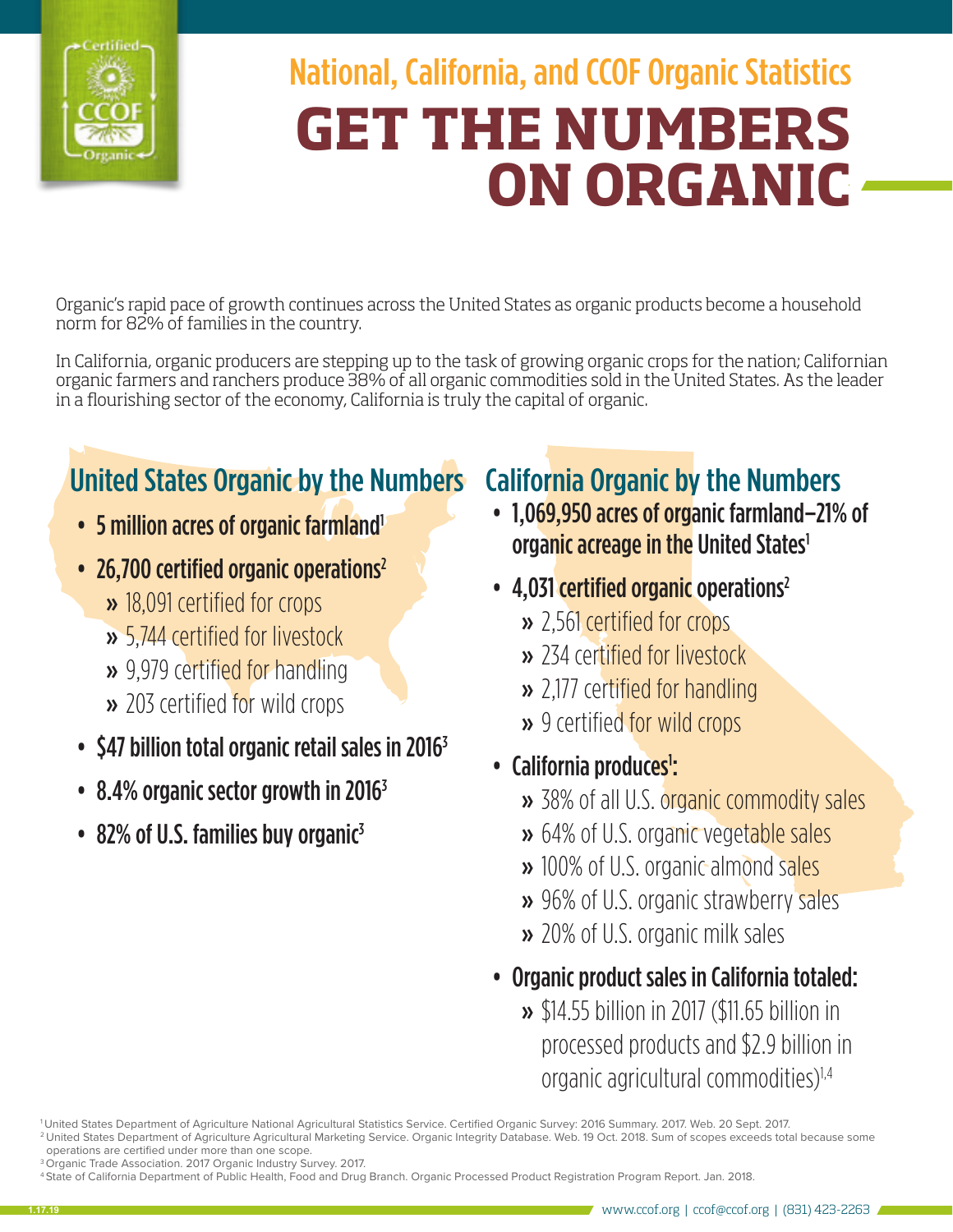## National, California, and CCOF Organic Statistics

# GET THE NUMBERS ON ORGANIC

Organic's rapid pace of growth continues across the United States as organic products become a household norm for 82% of families in the country.

In California, organic producers are stepping up to the task of growing organic crops for the nation; Californian organic farmers and ranchers produce 38% of all organic commodities sold in the United States. As the leader in a flourishing sector of the economy, California is truly the capital of organic.

## United States Organic by the Numbers

- **5 million acres of organic farmland**[1]
- **26,700 certified organic operations**[2]
  - » 18,091 certified for crops
  - » 5,744 certified for livestock
  - » 9,979 certified for handling
  - » 203 certified for wild crops
- **$47 billion total organic retail sales in 2016**[3]
- **8.4% organic sector growth in 2016**[3]
- **82% of U.S. families buy organic**[3]

## California Organic by the Numbers

- **1,069,950 acres of organic farmland—21% of organic acreage in the United States**[1]
- **4,031 certified organic operations**[2]
  - » 2,561 certified for crops
  - » 234 certified for livestock
  - » 2,177 certified for handling
  - » 9 certified for wild crops
- **California produces**[1]**:**
  - » 38% of all U.S. organic commodity sales
  - » 64% of U.S. organic vegetable sales
  - » 100% of U.S. organic almond sales
  - » 96% of U.S. organic strawberry sales
  - » 20% of U.S. organic milk sales
- **Organic product sales in California totaled:**
  - » $14.55 billion in 2017 ($11.65 billion in processed products and $2.9 billion in organic agricultural commodities)[1,4]

[1] United States Department of Agriculture National Agricultural Statistics Service. Certified Organic Survey: 2016 Summary. 2017. Web. 20 Sept. 2017.
[2] United States Department of Agriculture Agricultural Marketing Service. Organic Integrity Database. Web. 19 Oct. 2018. Sum of scopes exceeds total because some operations are certified under more than one scope.
[3] Organic Trade Association. 2017 Organic Industry Survey. 2017.
[4] State of California Department of Public Health, Food and Drug Branch. Organic Processed Product Registration Program Report. Jan. 2018.

1.17.19

www.ccof.org | ccof@ccof.org | (831) 423-2263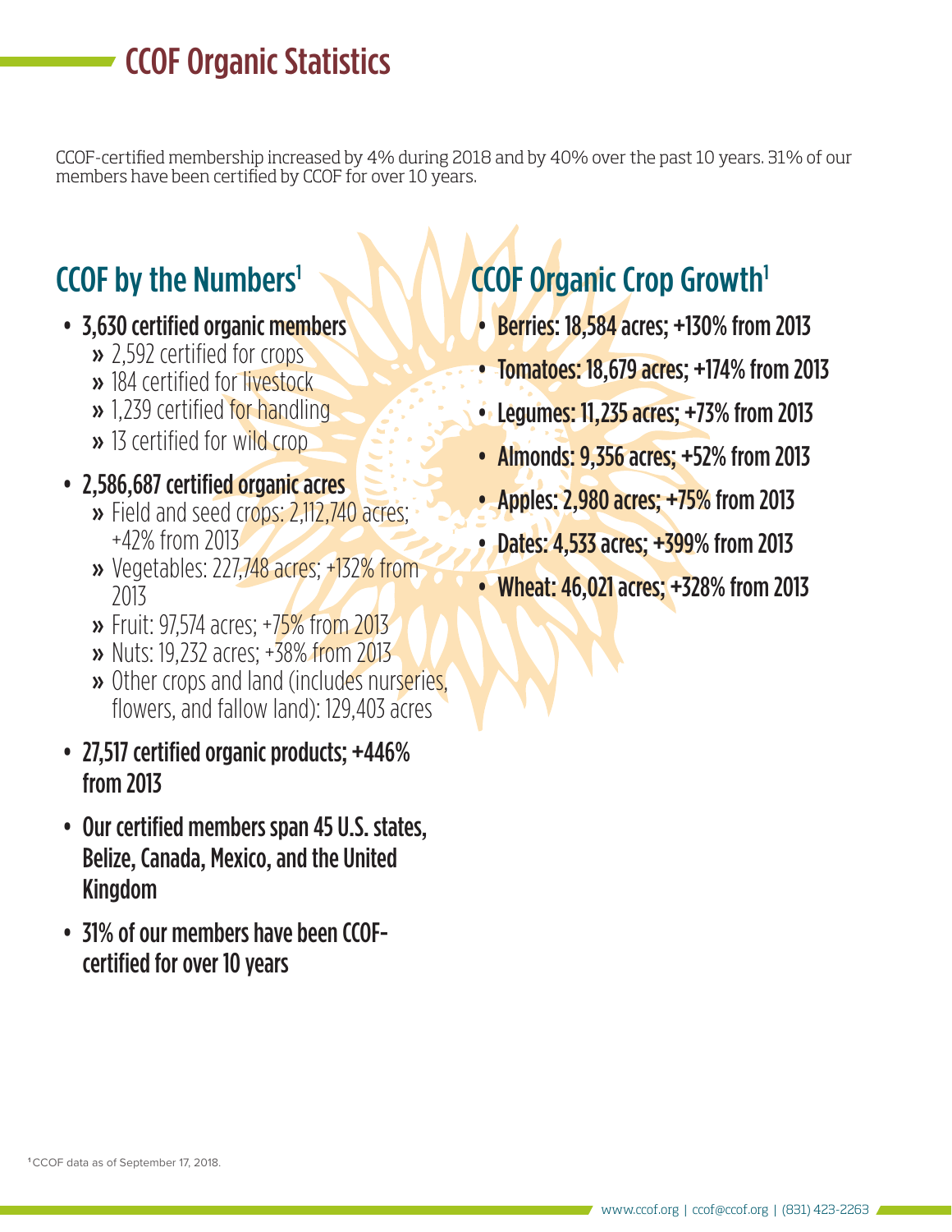# CCOF Organic Statistics

CCOF-certified membership increased by 4% during 2018 and by 40% over the past 10 years. 31% of our members have been certified by CCOF for over 10 years.

## CCOF by the Numbers[1]

- **3,630 certified organic members**
  - 2,592 certified for crops
  - 184 certified for livestock
  - 1,239 certified for handling
  - 13 certified for wild crop
- **2,586,687 certified organic acres**
  - Field and seed crops: 2,112,740 acres; +42% from 2013
  - Vegetables: 227,748 acres; +132% from 2013
  - Fruit: 97,574 acres; +75% from 2013
  - Nuts: 19,232 acres; +38% from 2013
  - Other crops and land (includes nurseries, flowers, and fallow land): 129,403 acres
- **27,517 certified organic products; +446% from 2013**
- **Our certified members span 45 U.S. states, Belize, Canada, Mexico, and the United Kingdom**
- **31% of our members have been CCOF-certified for over 10 years**

## CCOF Organic Crop Growth[1]

- **Berries: 18,584 acres; +130% from 2013**
- **Tomatoes: 18,679 acres; +174% from 2013**
- **Legumes: 11,235 acres; +73% from 2013**
- **Almonds: 9,356 acres; +52% from 2013**
- **Apples: 2,980 acres; +75% from 2013**
- **Dates: 4,533 acres; +399% from 2013**
- **Wheat: 46,021 acres; +328% from 2013**

[1] CCOF data as of September 17, 2018.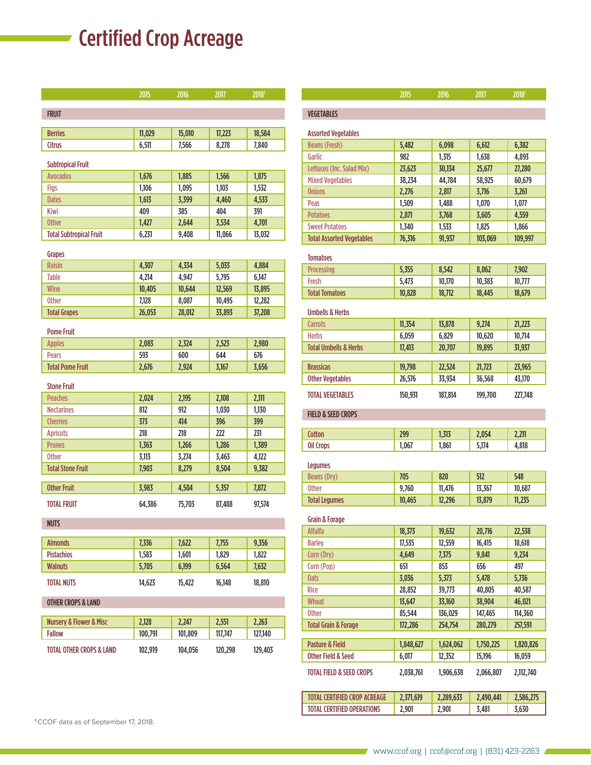# Certified Crop Acreage

| | 2015 | 2016 | 2017 | 2018[1] |
|---|---|---|---|---|
| **FRUIT** | | | | |
| Berries | 11,029 | 15,010 | 17,223 | 18,584 |
| Citrus | 6,511 | 7,566 | 8,278 | 7,840 |
| **Subtropical Fruit** | | | | |
| Avocados | 1,676 | 1,885 | 1,566 | 1,875 |
| Figs | 1,106 | 1,095 | 1,103 | 1,532 |
| Dates | 1,613 | 3,399 | 4,460 | 4,533 |
| Kiwi | 409 | 385 | 404 | 391 |
| Other | 1,427 | 2,644 | 3,534 | 4,701 |
| Total Subtropical Fruit | 6,231 | 9,408 | 11,066 | 13,032 |
| **Grapes** | | | | |
| Raisin | 4,307 | 4,334 | 5,033 | 4,884 |
| Table | 4,214 | 4,947 | 5,795 | 6,147 |
| Wine | 10,405 | 10,644 | 12,569 | 13,895 |
| Other | 7,128 | 8,087 | 10,495 | 12,282 |
| Total Grapes | 26,053 | 28,012 | 33,893 | 37,208 |
| **Pome Fruit** | | | | |
| Apples | 2,083 | 2,324 | 2,523 | 2,980 |
| Pears | 593 | 600 | 644 | 676 |
| Total Pome Fruit | 2,676 | 2,924 | 3,167 | 3,656 |
| **Stone Fruit** | | | | |
| Peaches | 2,024 | 2,195 | 2,108 | 2,111 |
| Nectarines | 812 | 912 | 1,030 | 1,130 |
| Cherries | 373 | 414 | 396 | 399 |
| Apricots | 218 | 218 | 222 | 231 |
| Prunes | 1,363 | 1,266 | 1,286 | 1,389 |
| Other | 3,113 | 3,274 | 3,463 | 4,122 |
| Total Stone Fruit | 7,903 | 8,279 | 8,504 | 9,382 |
| Other Fruit | 3,983 | 4,504 | 5,357 | 7,872 |
| **TOTAL FRUIT** | 64,386 | 75,703 | 87,488 | 97,574 |
| **NUTS** | | | | |
| Almonds | 7,336 | 7,622 | 7,755 | 9,356 |
| Pistachios | 1,583 | 1,601 | 1,829 | 1,822 |
| Walnuts | 5,705 | 6,199 | 6,564 | 7,632 |
| **TOTAL NUTS** | 14,623 | 15,422 | 16,148 | 18,810 |
| **OTHER CROPS & LAND** | | | | |
| Nursery & Flower & Misc | 2,128 | 2,247 | 2,551 | 2,263 |
| Fallow | 100,791 | 101,809 | 117,747 | 127,140 |
| **TOTAL OTHER CROPS & LAND** | 102,919 | 104,056 | 120,298 | 129,403 |

| | 2015 | 2016 | 2017 | 2018[1] |
|---|---|---|---|---|
| **VEGETABLES** | | | | |
| **Assorted Vegetables** | | | | |
| Beans (Fresh) | 5,482 | 6,098 | 6,612 | 6,382 |
| Garlic | 982 | 1,315 | 1,638 | 4,893 |
| Lettuces (Inc. Salad Mix) | 23,623 | 30,134 | 25,677 | 27,280 |
| Mixed Vegetables | 38,234 | 44,784 | 58,925 | 60,679 |
| Onions | 2,276 | 2,817 | 3,716 | 3,261 |
| Peas | 1,509 | 1,488 | 1,070 | 1,077 |
| Potatoes | 2,871 | 3,768 | 3,605 | 4,559 |
| Sweet Potatoes | 1,340 | 1,533 | 1,825 | 1,866 |
| Total Assorted Vegetables | 76,316 | 91,937 | 103,069 | 109,997 |
| **Tomatoes** | | | | |
| Processing | 5,355 | 8,542 | 8,062 | 7,902 |
| Fresh | 5,473 | 10,170 | 10,383 | 10,777 |
| Total Tomatoes | 10,828 | 18,712 | 18,445 | 18,679 |
| **Umbells & Herbs** | | | | |
| Carrots | 11,354 | 13,878 | 9,274 | 21,223 |
| Herbs | 6,059 | 6,829 | 10,620 | 10,714 |
| Total Umbells & Herbs | 17,413 | 20,707 | 19,895 | 31,937 |
| Brassicas | 19,798 | 22,524 | 21,723 | 23,965 |
| Other Vegetables | 26,576 | 33,934 | 36,568 | 43,170 |
| **TOTAL VEGETABLES** | 150,931 | 187,814 | 199,700 | 227,748 |
| **FIELD & SEED CROPS** | | | | |
| Cotton | 299 | 1,313 | 2,054 | 2,211 |
| Oil Crops | 1,067 | 1,861 | 5,174 | 4,818 |
| **Legumes** | | | | |
| Beans (Dry) | 705 | 820 | 512 | 548 |
| Other | 9,760 | 11,476 | 13,367 | 10,687 |
| Total Legumes | 10,465 | 12,296 | 13,879 | 11,235 |
| **Grain & Forage** | | | | |
| Alfalfa | 18,373 | 19,632 | 20,716 | 22,538 |
| Barley | 17,535 | 12,559 | 16,415 | 18,618 |
| Corn (Dry) | 4,649 | 7,375 | 9,841 | 9,234 |
| Corn (Pop) | 651 | 853 | 656 | 497 |
| Oats | 3,036 | 5,373 | 5,478 | 5,736 |
| Rice | 28,852 | 39,773 | 40,805 | 40,587 |
| Wheat | 13,647 | 33,160 | 38,904 | 46,021 |
| Other | 85,544 | 136,029 | 147,465 | 114,360 |
| Total Grain & Forage | 172,286 | 254,754 | 280,279 | 257,591 |
| Pasture & Field | 1,848,627 | 1,624,062 | 1,750,225 | 1,820,826 |
| Other Field & Seed | 6,017 | 12,352 | 15,196 | 16,059 |
| **TOTAL FIELD & SEED CROPS** | 2,038,761 | 1,906,638 | 2,066,807 | 2,112,740 |
| **TOTAL CERTIFIED CROP ACREAGE** | 2,371,619 | 2,289,633 | 2,490,441 | 2,586,275 |
| **TOTAL CERTIFIED OPERATIONS** | 2,901 | 2,901 | 3,481 | 3,630 |

[1] CCOF data as of September 17, 2018.

www.ccof.org | ccof@ccof.org | (831) 423-2263